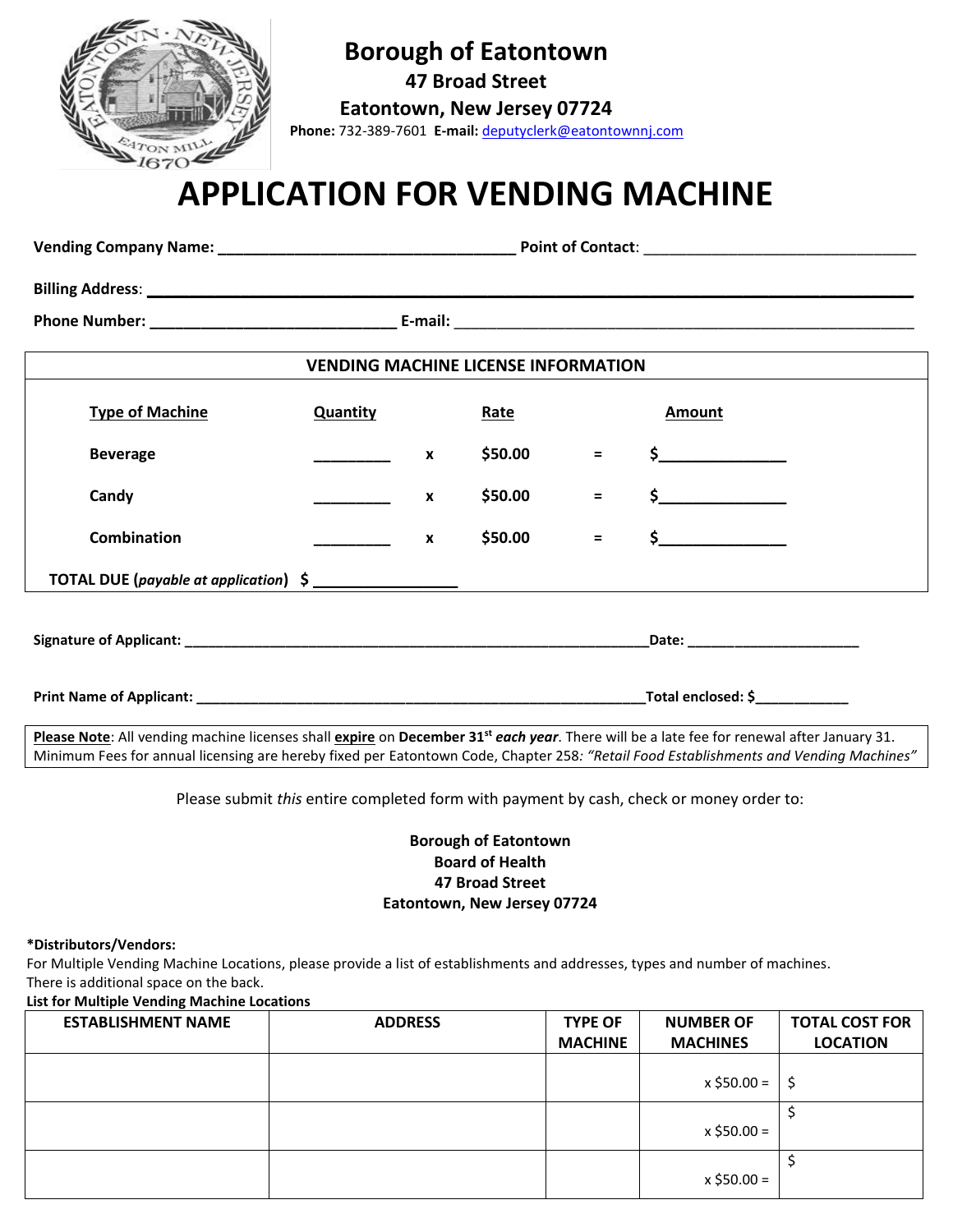# Borough of Eatontown

**47 Broad Street**

**Eatontown, New Jersey 07724**

**Phone:** 732-389-7601 **E-mail:** deputyclerk@eatontownnj.com

# APPLICATION FOR VENDING MACHINE

**Vending Company Name:** ___________________________________ **Point of Contact**: _________________________________

**Billing Address**: ________________________________________________________________________________

**Phone Number:** _____________________________ **E-mail:** _______________________________________________________

## VENDING MACHINE LICENSE INFORMATION

| Type of Machine | Quantity | | Rate | | Amount |
|---|---|---|---|---|---|
| Beverage | _________ | x | $50.00 | = | $______________ |
| Candy | _________ | x | $50.00 | = | $______________ |
| Combination | _________ | x | $50.00 | = | $______________ |

**TOTAL DUE (*payable at application*) $ ________________**

**Signature of Applicant:** ____________________________________________________________**Date:** _____________________

**Print Name of Applicant:** __________________________________________________________**Total enclosed: $**___________

**Please Note**: All vending machine licenses shall **expire** on **December 31st *each year***. There will be a late fee for renewal after January 31. Minimum Fees for annual licensing are hereby fixed per Eatontown Code, Chapter 258*: "Retail Food Establishments and Vending Machines"*

Please submit *this* entire completed form with payment by cash, check or money order to:

**Borough of Eatontown**
**Board of Health**
**47 Broad Street**
**Eatontown, New Jersey 07724**

**\*Distributors/Vendors:**
For Multiple Vending Machine Locations, please provide a list of establishments and addresses, types and number of machines.
There is additional space on the back.

**List for Multiple Vending Machine Locations**

| ESTABLISHMENT NAME | ADDRESS | TYPE OF MACHINE | NUMBER OF MACHINES | TOTAL COST FOR LOCATION |
|---|---|---|---|---|
| | | | x $50.00 = | $ |
| | | | x $50.00 = | $ |
| | | | x $50.00 = | $ |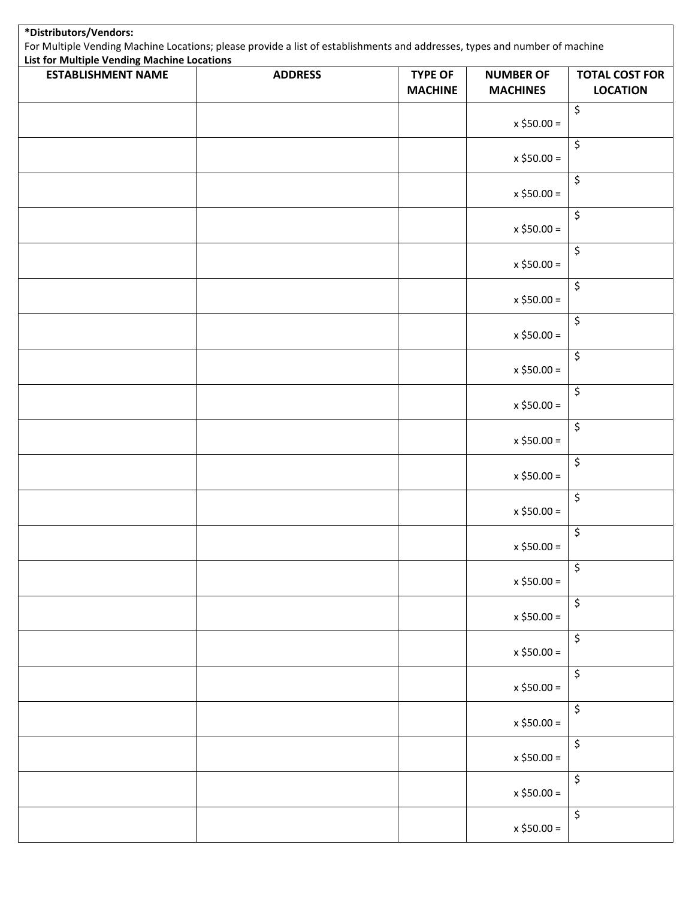**\*Distributors/Vendors:**
For Multiple Vending Machine Locations; please provide a list of establishments and addresses, types and number of machine
**List for Multiple Vending Machine Locations**

| ESTABLISHMENT NAME | ADDRESS | TYPE OF MACHINE | NUMBER OF MACHINES | TOTAL COST FOR LOCATION |
|---|---|---|---|---|
| | | | x $50.00 = | $ |
| | | | x $50.00 = | $ |
| | | | x $50.00 = | $ |
| | | | x $50.00 = | $ |
| | | | x $50.00 = | $ |
| | | | x $50.00 = | $ |
| | | | x $50.00 = | $ |
| | | | x $50.00 = | $ |
| | | | x $50.00 = | $ |
| | | | x $50.00 = | $ |
| | | | x $50.00 = | $ |
| | | | x $50.00 = | $ |
| | | | x $50.00 = | $ |
| | | | x $50.00 = | $ |
| | | | x $50.00 = | $ |
| | | | x $50.00 = | $ |
| | | | x $50.00 = | $ |
| | | | x $50.00 = | $ |
| | | | x $50.00 = | $ |
| | | | x $50.00 = | $ |
| | | | x $50.00 = | $ |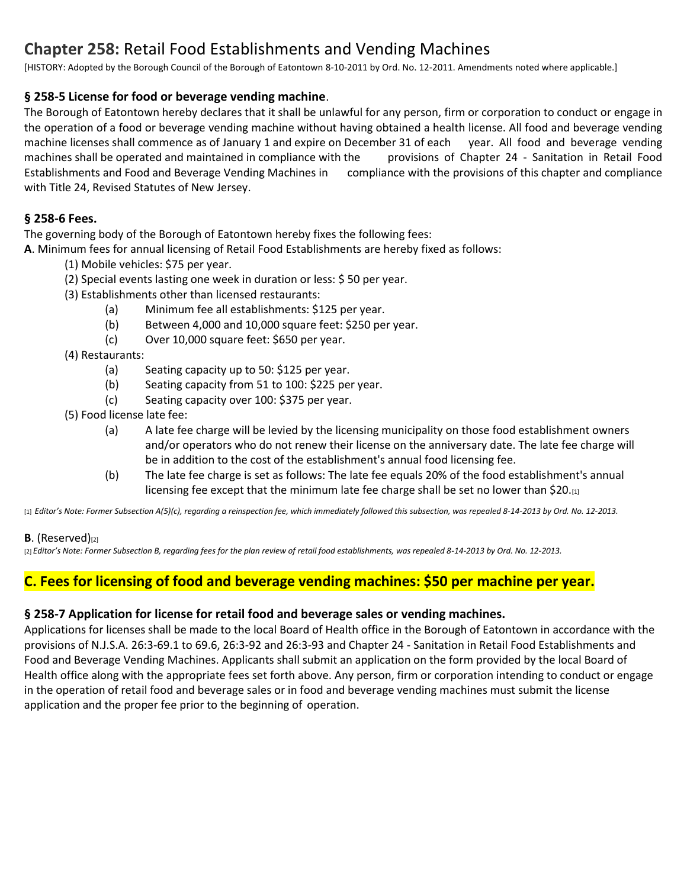# **Chapter 258:** Retail Food Establishments and Vending Machines

[HISTORY: Adopted by the Borough Council of the Borough of Eatontown 8-10-2011 by Ord. No. 12-2011. Amendments noted where applicable.]

### § 258-5 License for food or beverage vending machine.

The Borough of Eatontown hereby declares that it shall be unlawful for any person, firm or corporation to conduct or engage in the operation of a food or beverage vending machine without having obtained a health license. All food and beverage vending machine licenses shall commence as of January 1 and expire on December 31 of each year. All food and beverage vending machines shall be operated and maintained in compliance with the provisions of Chapter 24 - Sanitation in Retail Food Establishments and Food and Beverage Vending Machines in compliance with the provisions of this chapter and compliance with Title 24, Revised Statutes of New Jersey.

### § 258-6 Fees.

The governing body of the Borough of Eatontown hereby fixes the following fees:

**A**. Minimum fees for annual licensing of Retail Food Establishments are hereby fixed as follows:

- (1) Mobile vehicles: $75 per year.
- (2) Special events lasting one week in duration or less: $ 50 per year.
- (3) Establishments other than licensed restaurants:
  - (a) Minimum fee all establishments: $125 per year.
  - (b) Between 4,000 and 10,000 square feet: $250 per year.
  - (c) Over 10,000 square feet: $650 per year.
- (4) Restaurants:
  - (a) Seating capacity up to 50: $125 per year.
  - (b) Seating capacity from 51 to 100: $225 per year.
  - (c) Seating capacity over 100: $375 per year.
- (5) Food license late fee:
  - (a) A late fee charge will be levied by the licensing municipality on those food establishment owners and/or operators who do not renew their license on the anniversary date. The late fee charge will be in addition to the cost of the establishment's annual food licensing fee.
  - (b) The late fee charge is set as follows: The late fee equals 20% of the food establishment's annual licensing fee except that the minimum late fee charge shall be set no lower than $20.[1]

[1] *Editor's Note: Former Subsection A(5)(c), regarding a reinspection fee, which immediately followed this subsection, was repealed 8-14-2013 by Ord. No. 12-2013.*

**B**. (Reserved)[2]

[2] *Editor's Note: Former Subsection B, regarding fees for the plan review of retail food establishments, was repealed 8-14-2013 by Ord. No. 12-2013.*

## **C. Fees for licensing of food and beverage vending machines: $50 per machine per year.**

### § 258-7 Application for license for retail food and beverage sales or vending machines.

Applications for licenses shall be made to the local Board of Health office in the Borough of Eatontown in accordance with the provisions of N.J.S.A. 26:3-69.1 to 69.6, 26:3-92 and 26:3-93 and Chapter 24 - Sanitation in Retail Food Establishments and Food and Beverage Vending Machines. Applicants shall submit an application on the form provided by the local Board of Health office along with the appropriate fees set forth above. Any person, firm or corporation intending to conduct or engage in the operation of retail food and beverage sales or in food and beverage vending machines must submit the license application and the proper fee prior to the beginning of operation.